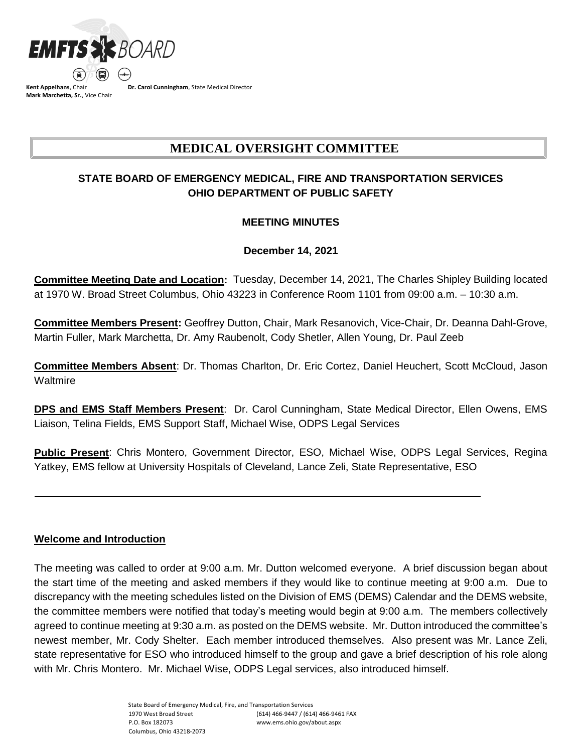**EMFTS BOARD**

**Kent Appelhans**, Chair
**Mark Marchetta, Sr.**, Vice Chair
**Dr. Carol Cunningham**, State Medical Director

# MEDICAL OVERSIGHT COMMITTEE

## STATE BOARD OF EMERGENCY MEDICAL, FIRE AND TRANSPORTATION SERVICES
## OHIO DEPARTMENT OF PUBLIC SAFETY

### MEETING MINUTES

### December 14, 2021

**Committee Meeting Date and Location:** Tuesday, December 14, 2021, The Charles Shipley Building located at 1970 W. Broad Street Columbus, Ohio 43223 in Conference Room 1101 from 09:00 a.m. – 10:30 a.m.

**Committee Members Present:** Geoffrey Dutton, Chair, Mark Resanovich, Vice-Chair, Dr. Deanna Dahl-Grove, Martin Fuller, Mark Marchetta, Dr. Amy Raubenolt, Cody Shetler, Allen Young, Dr. Paul Zeeb

**Committee Members Absent**: Dr. Thomas Charlton, Dr. Eric Cortez, Daniel Heuchert, Scott McCloud, Jason Waltmire

**DPS and EMS Staff Members Present**: Dr. Carol Cunningham, State Medical Director, Ellen Owens, EMS Liaison, Telina Fields, EMS Support Staff, Michael Wise, ODPS Legal Services

**Public Present**: Chris Montero, Government Director, ESO, Michael Wise, ODPS Legal Services, Regina Yatkey, EMS fellow at University Hospitals of Cleveland, Lance Zeli, State Representative, ESO

---

**Welcome and Introduction**

The meeting was called to order at 9:00 a.m. Mr. Dutton welcomed everyone. A brief discussion began about the start time of the meeting and asked members if they would like to continue meeting at 9:00 a.m. Due to discrepancy with the meeting schedules listed on the Division of EMS (DEMS) Calendar and the DEMS website, the committee members were notified that today's meeting would begin at 9:00 a.m. The members collectively agreed to continue meeting at 9:30 a.m. as posted on the DEMS website. Mr. Dutton introduced the committee's newest member, Mr. Cody Shelter. Each member introduced themselves. Also present was Mr. Lance Zeli, state representative for ESO who introduced himself to the group and gave a brief description of his role along with Mr. Chris Montero. Mr. Michael Wise, ODPS Legal services, also introduced himself.

State Board of Emergency Medical, Fire, and Transportation Services
1970 West Broad Street
P.O. Box 182073
Columbus, Ohio 43218-2073
(614) 466-9447 / (614) 466-9461 FAX
www.ems.ohio.gov/about.aspx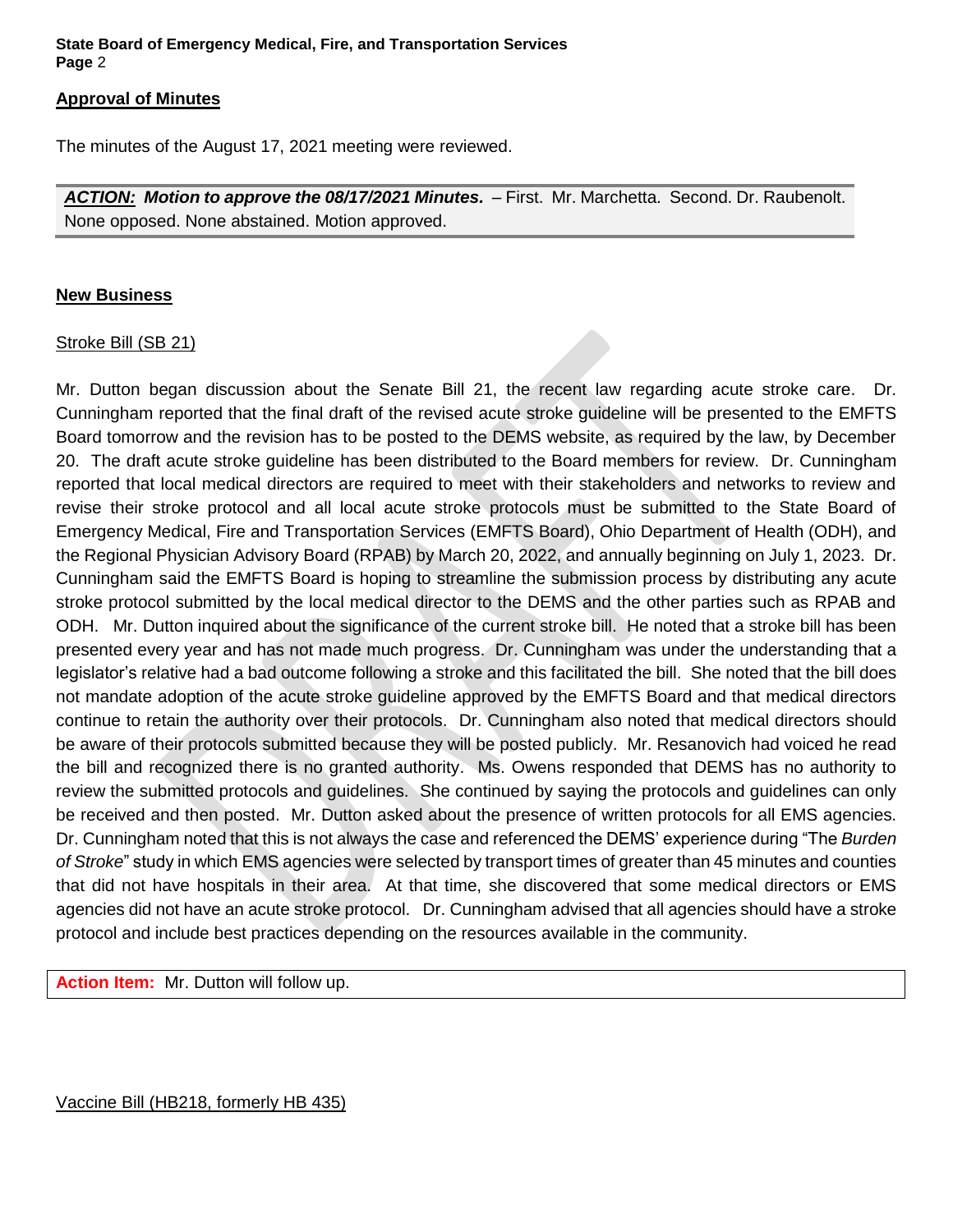## Approval of Minutes

The minutes of the August 17, 2021 meeting were reviewed.

***ACTION:*** ***Motion to approve the 08/17/2021 Minutes.*** – First. Mr. Marchetta. Second. Dr. Raubenolt. None opposed. None abstained. Motion approved.

## New Business

Stroke Bill (SB 21)

Mr. Dutton began discussion about the Senate Bill 21, the recent law regarding acute stroke care. Dr. Cunningham reported that the final draft of the revised acute stroke guideline will be presented to the EMFTS Board tomorrow and the revision has to be posted to the DEMS website, as required by the law, by December 20. The draft acute stroke guideline has been distributed to the Board members for review. Dr. Cunningham reported that local medical directors are required to meet with their stakeholders and networks to review and revise their stroke protocol and all local acute stroke protocols must be submitted to the State Board of Emergency Medical, Fire and Transportation Services (EMFTS Board), Ohio Department of Health (ODH), and the Regional Physician Advisory Board (RPAB) by March 20, 2022, and annually beginning on July 1, 2023. Dr. Cunningham said the EMFTS Board is hoping to streamline the submission process by distributing any acute stroke protocol submitted by the local medical director to the DEMS and the other parties such as RPAB and ODH. Mr. Dutton inquired about the significance of the current stroke bill. He noted that a stroke bill has been presented every year and has not made much progress. Dr. Cunningham was under the understanding that a legislator's relative had a bad outcome following a stroke and this facilitated the bill. She noted that the bill does not mandate adoption of the acute stroke guideline approved by the EMFTS Board and that medical directors continue to retain the authority over their protocols. Dr. Cunningham also noted that medical directors should be aware of their protocols submitted because they will be posted publicly. Mr. Resanovich had voiced he read the bill and recognized there is no granted authority. Ms. Owens responded that DEMS has no authority to review the submitted protocols and guidelines. She continued by saying the protocols and guidelines can only be received and then posted. Mr. Dutton asked about the presence of written protocols for all EMS agencies. Dr. Cunningham noted that this is not always the case and referenced the DEMS' experience during "The *Burden of Stroke*" study in which EMS agencies were selected by transport times of greater than 45 minutes and counties that did not have hospitals in their area. At that time, she discovered that some medical directors or EMS agencies did not have an acute stroke protocol. Dr. Cunningham advised that all agencies should have a stroke protocol and include best practices depending on the resources available in the community.

**Action Item:** Mr. Dutton will follow up.

Vaccine Bill (HB218, formerly HB 435)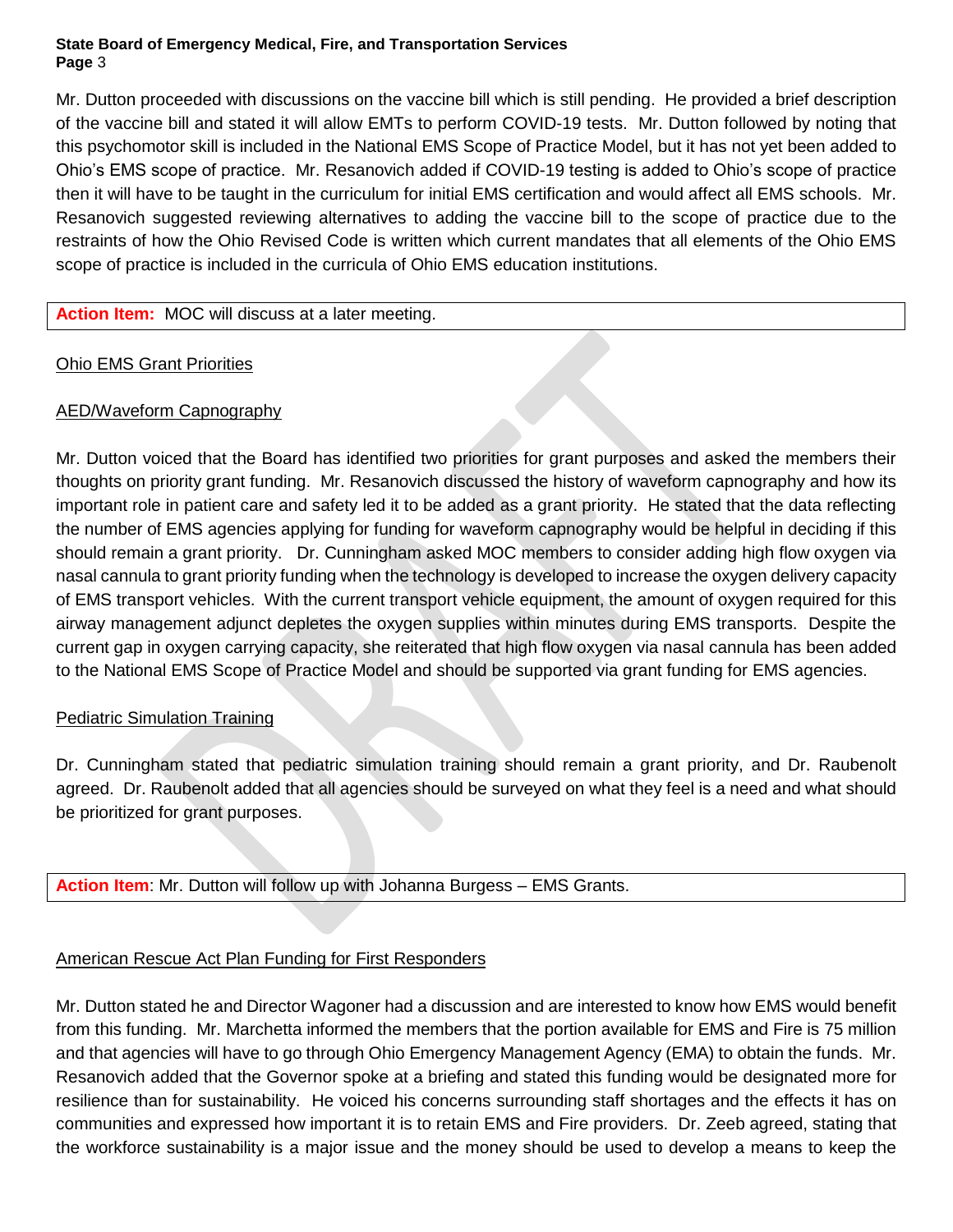Mr. Dutton proceeded with discussions on the vaccine bill which is still pending. He provided a brief description of the vaccine bill and stated it will allow EMTs to perform COVID-19 tests. Mr. Dutton followed by noting that this psychomotor skill is included in the National EMS Scope of Practice Model, but it has not yet been added to Ohio's EMS scope of practice. Mr. Resanovich added if COVID-19 testing is added to Ohio's scope of practice then it will have to be taught in the curriculum for initial EMS certification and would affect all EMS schools. Mr. Resanovich suggested reviewing alternatives to adding the vaccine bill to the scope of practice due to the restraints of how the Ohio Revised Code is written which current mandates that all elements of the Ohio EMS scope of practice is included in the curricula of Ohio EMS education institutions.

**Action Item:** MOC will discuss at a later meeting.

Ohio EMS Grant Priorities

AED/Waveform Capnography

Mr. Dutton voiced that the Board has identified two priorities for grant purposes and asked the members their thoughts on priority grant funding. Mr. Resanovich discussed the history of waveform capnography and how its important role in patient care and safety led it to be added as a grant priority. He stated that the data reflecting the number of EMS agencies applying for funding for waveform capnography would be helpful in deciding if this should remain a grant priority. Dr. Cunningham asked MOC members to consider adding high flow oxygen via nasal cannula to grant priority funding when the technology is developed to increase the oxygen delivery capacity of EMS transport vehicles. With the current transport vehicle equipment, the amount of oxygen required for this airway management adjunct depletes the oxygen supplies within minutes during EMS transports. Despite the current gap in oxygen carrying capacity, she reiterated that high flow oxygen via nasal cannula has been added to the National EMS Scope of Practice Model and should be supported via grant funding for EMS agencies.

Pediatric Simulation Training

Dr. Cunningham stated that pediatric simulation training should remain a grant priority, and Dr. Raubenolt agreed. Dr. Raubenolt added that all agencies should be surveyed on what they feel is a need and what should be prioritized for grant purposes.

**Action Item**: Mr. Dutton will follow up with Johanna Burgess – EMS Grants.

American Rescue Act Plan Funding for First Responders

Mr. Dutton stated he and Director Wagoner had a discussion and are interested to know how EMS would benefit from this funding. Mr. Marchetta informed the members that the portion available for EMS and Fire is 75 million and that agencies will have to go through Ohio Emergency Management Agency (EMA) to obtain the funds. Mr. Resanovich added that the Governor spoke at a briefing and stated this funding would be designated more for resilience than for sustainability. He voiced his concerns surrounding staff shortages and the effects it has on communities and expressed how important it is to retain EMS and Fire providers. Dr. Zeeb agreed, stating that the workforce sustainability is a major issue and the money should be used to develop a means to keep the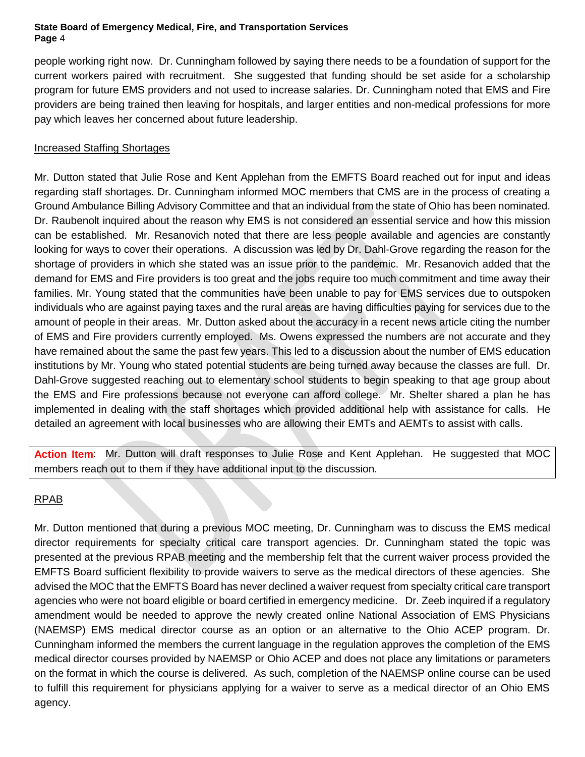people working right now. Dr. Cunningham followed by saying there needs to be a foundation of support for the current workers paired with recruitment. She suggested that funding should be set aside for a scholarship program for future EMS providers and not used to increase salaries. Dr. Cunningham noted that EMS and Fire providers are being trained then leaving for hospitals, and larger entities and non-medical professions for more pay which leaves her concerned about future leadership.

## Increased Staffing Shortages

Mr. Dutton stated that Julie Rose and Kent Applehan from the EMFTS Board reached out for input and ideas regarding staff shortages. Dr. Cunningham informed MOC members that CMS are in the process of creating a Ground Ambulance Billing Advisory Committee and that an individual from the state of Ohio has been nominated. Dr. Raubenolt inquired about the reason why EMS is not considered an essential service and how this mission can be established. Mr. Resanovich noted that there are less people available and agencies are constantly looking for ways to cover their operations. A discussion was led by Dr. Dahl-Grove regarding the reason for the shortage of providers in which she stated was an issue prior to the pandemic. Mr. Resanovich added that the demand for EMS and Fire providers is too great and the jobs require too much commitment and time away their families. Mr. Young stated that the communities have been unable to pay for EMS services due to outspoken individuals who are against paying taxes and the rural areas are having difficulties paying for services due to the amount of people in their areas. Mr. Dutton asked about the accuracy in a recent news article citing the number of EMS and Fire providers currently employed. Ms. Owens expressed the numbers are not accurate and they have remained about the same the past few years. This led to a discussion about the number of EMS education institutions by Mr. Young who stated potential students are being turned away because the classes are full. Dr. Dahl-Grove suggested reaching out to elementary school students to begin speaking to that age group about the EMS and Fire professions because not everyone can afford college. Mr. Shelter shared a plan he has implemented in dealing with the staff shortages which provided additional help with assistance for calls. He detailed an agreement with local businesses who are allowing their EMTs and AEMTs to assist with calls.

**Action Item**: Mr. Dutton will draft responses to Julie Rose and Kent Applehan. He suggested that MOC members reach out to them if they have additional input to the discussion.

## RPAB

Mr. Dutton mentioned that during a previous MOC meeting, Dr. Cunningham was to discuss the EMS medical director requirements for specialty critical care transport agencies. Dr. Cunningham stated the topic was presented at the previous RPAB meeting and the membership felt that the current waiver process provided the EMFTS Board sufficient flexibility to provide waivers to serve as the medical directors of these agencies. She advised the MOC that the EMFTS Board has never declined a waiver request from specialty critical care transport agencies who were not board eligible or board certified in emergency medicine. Dr. Zeeb inquired if a regulatory amendment would be needed to approve the newly created online National Association of EMS Physicians (NAEMSP) EMS medical director course as an option or an alternative to the Ohio ACEP program. Dr. Cunningham informed the members the current language in the regulation approves the completion of the EMS medical director courses provided by NAEMSP or Ohio ACEP and does not place any limitations or parameters on the format in which the course is delivered. As such, completion of the NAEMSP online course can be used to fulfill this requirement for physicians applying for a waiver to serve as a medical director of an Ohio EMS agency.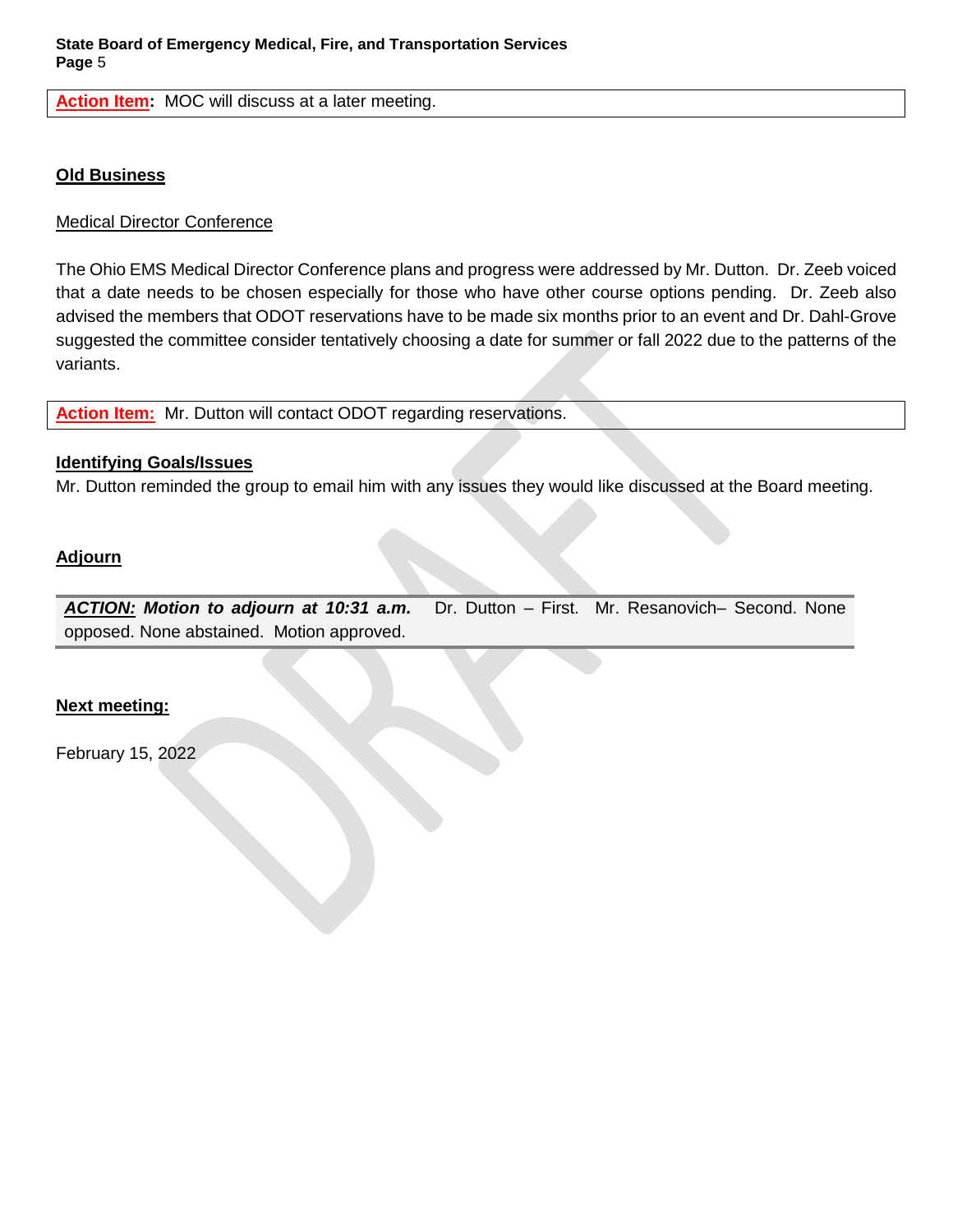**Action Item:** MOC will discuss at a later meeting.

## Old Business

Medical Director Conference

The Ohio EMS Medical Director Conference plans and progress were addressed by Mr. Dutton. Dr. Zeeb voiced that a date needs to be chosen especially for those who have other course options pending. Dr. Zeeb also advised the members that ODOT reservations have to be made six months prior to an event and Dr. Dahl-Grove suggested the committee consider tentatively choosing a date for summer or fall 2022 due to the patterns of the variants.

**Action Item:** Mr. Dutton will contact ODOT regarding reservations.

## Identifying Goals/Issues

Mr. Dutton reminded the group to email him with any issues they would like discussed at the Board meeting.

## Adjourn

***ACTION:* Motion to adjourn at 10:31 a.m.** Dr. Dutton – First. Mr. Resanovich– Second. None opposed. None abstained. Motion approved.

## Next meeting:

February 15, 2022